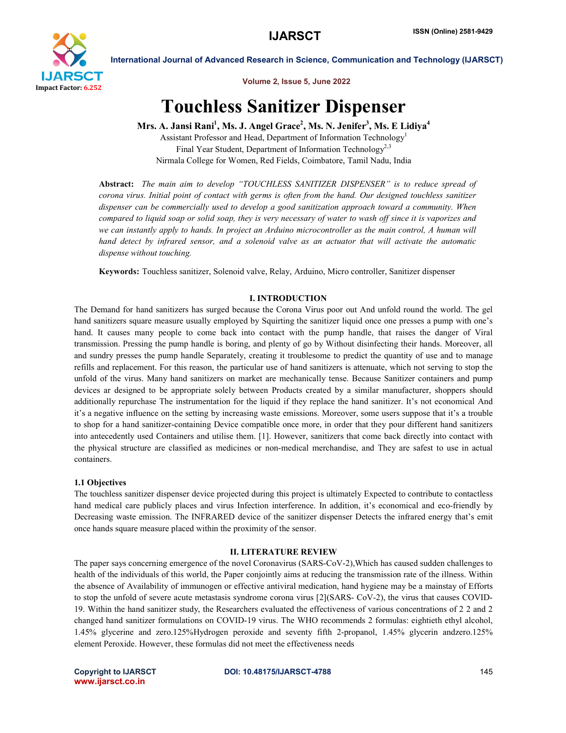# Touchless Sanitizer Dispenser

**Mrs. A. Jansi Rani[1], Ms. J. Angel Grace[2], Ms. N. Jenifer[3], Ms. E Lidiya[4]**

Assistant Professor and Head, Department of Information Technology[1]

Final Year Student, Department of Information Technology[2,3]

Nirmala College for Women, Red Fields, Coimbatore, Tamil Nadu, India

**Abstract:** *The main aim to develop "TOUCHLESS SANITIZER DISPENSER" is to reduce spread of corona virus. Initial point of contact with germs is often from the hand. Our designed touchless sanitizer dispenser can be commercially used to develop a good sanitization approach toward a community. When compared to liquid soap or solid soap, they is very necessary of water to wash off since it is vaporizes and we can instantly apply to hands. In project an Arduino microcontroller as the main control, A human will hand detect by infrared sensor, and a solenoid valve as an actuator that will activate the automatic dispense without touching.*

**Keywords:** Touchless sanitizer, Solenoid valve, Relay, Arduino, Micro controller, Sanitizer dispenser

## I. INTRODUCTION

The Demand for hand sanitizers has surged because the Corona Virus poor out And unfold round the world. The gel hand sanitizers square measure usually employed by Squirting the sanitizer liquid once one presses a pump with one's hand. It causes many people to come back into contact with the pump handle, that raises the danger of Viral transmission. Pressing the pump handle is boring, and plenty of go by Without disinfecting their hands. Moreover, all and sundry presses the pump handle Separately, creating it troublesome to predict the quantity of use and to manage refills and replacement. For this reason, the particular use of hand sanitizers is attenuate, which not serving to stop the unfold of the virus. Many hand sanitizers on market are mechanically tense. Because Sanitizer containers and pump devices ar designed to be appropriate solely between Products created by a similar manufacturer, shoppers should additionally repurchase The instrumentation for the liquid if they replace the hand sanitizer. It's not economical And it's a negative influence on the setting by increasing waste emissions. Moreover, some users suppose that it's a trouble to shop for a hand sanitizer-containing Device compatible once more, in order that they pour different hand sanitizers into antecedently used Containers and utilise them. [1]. However, sanitizers that come back directly into contact with the physical structure are classified as medicines or non-medical merchandise, and They are safest to use in actual containers.

### 1.1 Objectives

The touchless sanitizer dispenser device projected during this project is ultimately Expected to contribute to contactless hand medical care publicly places and virus Infection interference. In addition, it's economical and eco-friendly by Decreasing waste emission. The INFRARED device of the sanitizer dispenser Detects the infrared energy that's emit once hands square measure placed within the proximity of the sensor.

## II. LITERATURE REVIEW

The paper says concerning emergence of the novel Coronavirus (SARS-CoV-2),Which has caused sudden challenges to health of the individuals of this world, the Paper conjointly aims at reducing the transmission rate of the illness. Within the absence of Availability of immunogen or effective antiviral medication, hand hygiene may be a mainstay of Efforts to stop the unfold of severe acute metastasis syndrome corona virus [2](SARS- CoV-2), the virus that causes COVID-19. Within the hand sanitizer study, the Researchers evaluated the effectiveness of various concentrations of 2 2 and 2 changed hand sanitizer formulations on COVID-19 virus. The WHO recommends 2 formulas: eightieth ethyl alcohol, 1.45% glycerine and zero.125%Hydrogen peroxide and seventy fifth 2-propanol, 1.45% glycerin andzero.125% element Peroxide. However, these formulas did not meet the effectiveness needs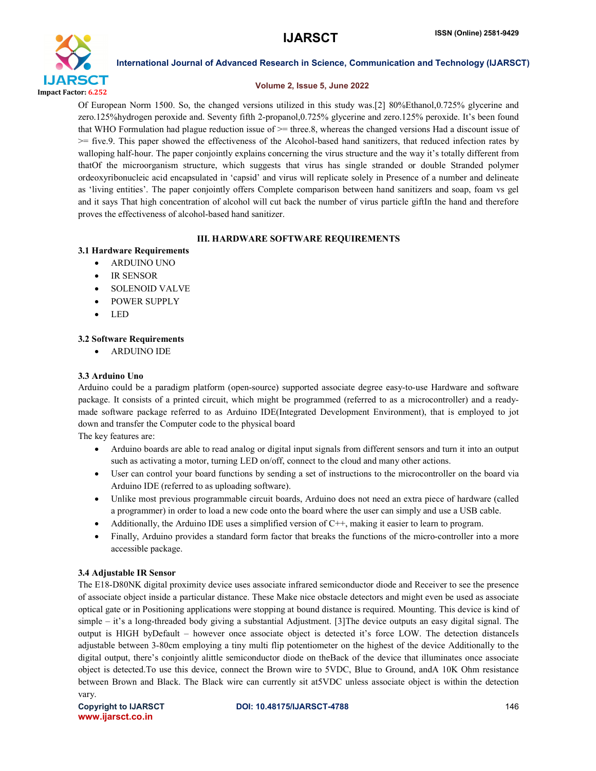Of European Norm 1500. So, the changed versions utilized in this study was.[2] 80%Ethanol,0.725% glycerine and zero.125%hydrogen peroxide and. Seventy fifth 2-propanol,0.725% glycerine and zero.125% peroxide. It's been found that WHO Formulation had plague reduction issue of >= three.8, whereas the changed versions Had a discount issue of >= five.9. This paper showed the effectiveness of the Alcohol-based hand sanitizers, that reduced infection rates by walloping half-hour. The paper conjointly explains concerning the virus structure and the way it's totally different from thatOf the microorganism structure, which suggests that virus has single stranded or double Stranded polymer ordeoxyribonucleic acid encapsulated in 'capsid' and virus will replicate solely in Presence of a number and delineate as 'living entities'. The paper conjointly offers Complete comparison between hand sanitizers and soap, foam vs gel and it says That high concentration of alcohol will cut back the number of virus particle giftIn the hand and therefore proves the effectiveness of alcohol-based hand sanitizer.

## III. HARDWARE SOFTWARE REQUIREMENTS

### 3.1 Hardware Requirements

- ARDUINO UNO
- IR SENSOR
- SOLENOID VALVE
- POWER SUPPLY
- LED

### 3.2 Software Requirements

- ARDUINO IDE

### 3.3 Arduino Uno

Arduino could be a paradigm platform (open-source) supported associate degree easy-to-use Hardware and software package. It consists of a printed circuit, which might be programmed (referred to as a microcontroller) and a ready-made software package referred to as Arduino IDE(Integrated Development Environment), that is employed to jot down and transfer the Computer code to the physical board

The key features are:

- Arduino boards are able to read analog or digital input signals from different sensors and turn it into an output such as activating a motor, turning LED on/off, connect to the cloud and many other actions.
- User can control your board functions by sending a set of instructions to the microcontroller on the board via Arduino IDE (referred to as uploading software).
- Unlike most previous programmable circuit boards, Arduino does not need an extra piece of hardware (called a programmer) in order to load a new code onto the board where the user can simply and use a USB cable.
- Additionally, the Arduino IDE uses a simplified version of C++, making it easier to learn to program.
- Finally, Arduino provides a standard form factor that breaks the functions of the micro-controller into a more accessible package.

### 3.4 Adjustable IR Sensor

The E18-D80NK digital proximity device uses associate infrared semiconductor diode and Receiver to see the presence of associate object inside a particular distance. These Make nice obstacle detectors and might even be used as associate optical gate or in Positioning applications were stopping at bound distance is required. Mounting. This device is kind of simple – it's a long-threaded body giving a substantial Adjustment. [3]The device outputs an easy digital signal. The output is HIGH byDefault – however once associate object is detected it's force LOW. The detection distanceIs adjustable between 3-80cm employing a tiny multi flip potentiometer on the highest of the device Additionally to the digital output, there's conjointly alittle semiconductor diode on theBack of the device that illuminates once associate object is detected.To use this device, connect the Brown wire to 5VDC, Blue to Ground, andA 10K Ohm resistance between Brown and Black. The Black wire can currently sit at5VDC unless associate object is within the detection vary.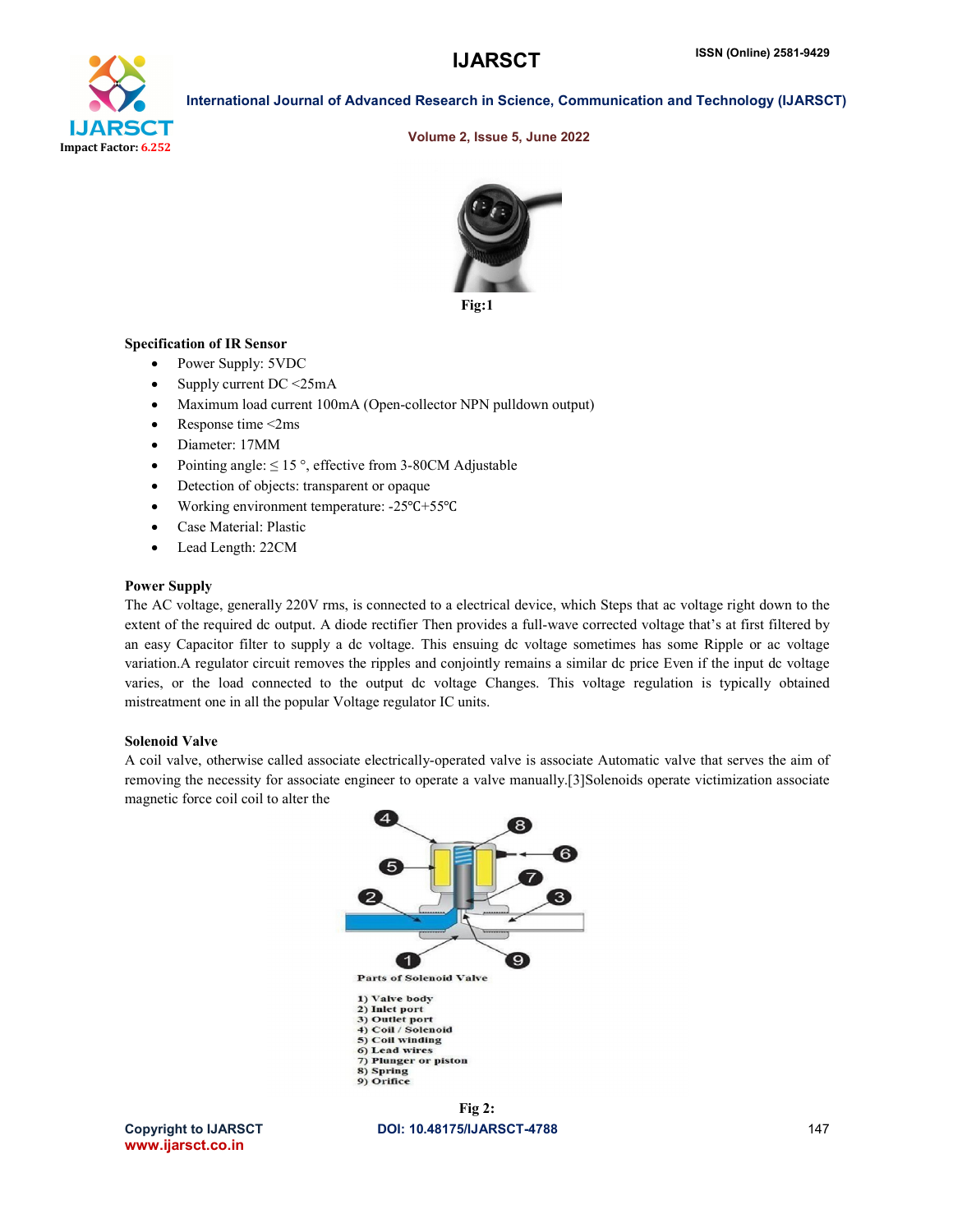Fig:1

**Specification of IR Sensor**

- Power Supply: 5VDC
- Supply current DC <25mA
- Maximum load current 100mA (Open-collector NPN pulldown output)
- Response time <2ms
- Diameter: 17MM
- Pointing angle: ≤ 15 °, effective from 3-80CM Adjustable
- Detection of objects: transparent or opaque
- Working environment temperature: -25℃+55℃
- Case Material: Plastic
- Lead Length: 22CM

**Power Supply**

The AC voltage, generally 220V rms, is connected to a electrical device, which Steps that ac voltage right down to the extent of the required dc output. A diode rectifier Then provides a full-wave corrected voltage that's at first filtered by an easy Capacitor filter to supply a dc voltage. This ensuing dc voltage sometimes has some Ripple or ac voltage variation.A regulator circuit removes the ripples and conjointly remains a similar dc price Even if the input dc voltage varies, or the load connected to the output dc voltage Changes. This voltage regulation is typically obtained mistreatment one in all the popular Voltage regulator IC units.

**Solenoid Valve**

A coil valve, otherwise called associate electrically-operated valve is associate Automatic valve that serves the aim of removing the necessity for associate engineer to operate a valve manually.[3]Solenoids operate victimization associate magnetic force coil coil to alter the

Parts of Solenoid Valve

1) Valve body
2) Inlet port
3) Outlet port
4) Coil / Solenoid
5) Coil winding
6) Lead wires
7) Plunger or piston
8) Spring
9) Orifice

Fig 2: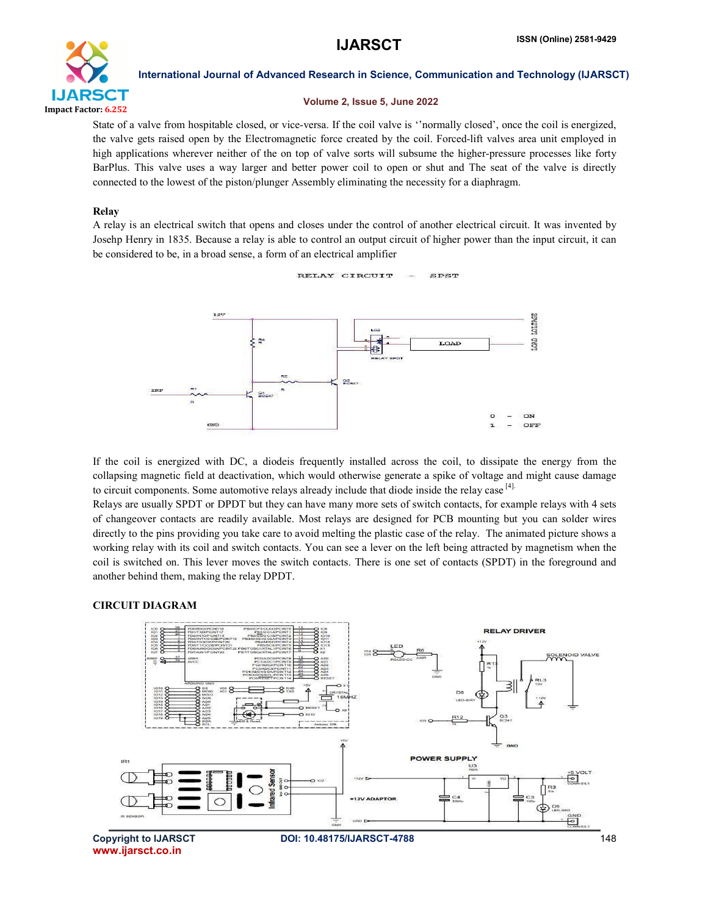State of a valve from hospitable closed, or vice-versa. If the coil valve is ''normally closed', once the coil is energized, the valve gets raised open by the Electromagnetic force created by the coil. Forced-lift valves area unit employed in high applications wherever neither of the on top of valve sorts will subsume the higher-pressure processes like forty BarPlus. This valve uses a way larger and better power coil to open or shut and The seat of the valve is directly connected to the lowest of the piston/plunger Assembly eliminating the necessity for a diaphragm.

**Relay**

A relay is an electrical switch that opens and closes under the control of another electrical circuit. It was invented by Josehp Henry in 1835. Because a relay is able to control an output circuit of higher power than the input circuit, it can be considered to be, in a broad sense, a form of an electrical amplifier

If the coil is energized with DC, a diodeis frequently installed across the coil, to dissipate the energy from the collapsing magnetic field at deactivation, which would otherwise generate a spike of voltage and might cause damage to circuit components. Some automotive relays already include that diode inside the relay case [4].

Relays are usually SPDT or DPDT but they can have many more sets of switch contacts, for example relays with 4 sets of changeover contacts are readily available. Most relays are designed for PCB mounting but you can solder wires directly to the pins providing you take care to avoid melting the plastic case of the relay. The animated picture shows a working relay with its coil and switch contacts. You can see a lever on the left being attracted by magnetism when the coil is switched on. This lever moves the switch contacts. There is one set of contacts (SPDT) in the foreground and another behind them, making the relay DPDT.

**CIRCUIT DIAGRAM**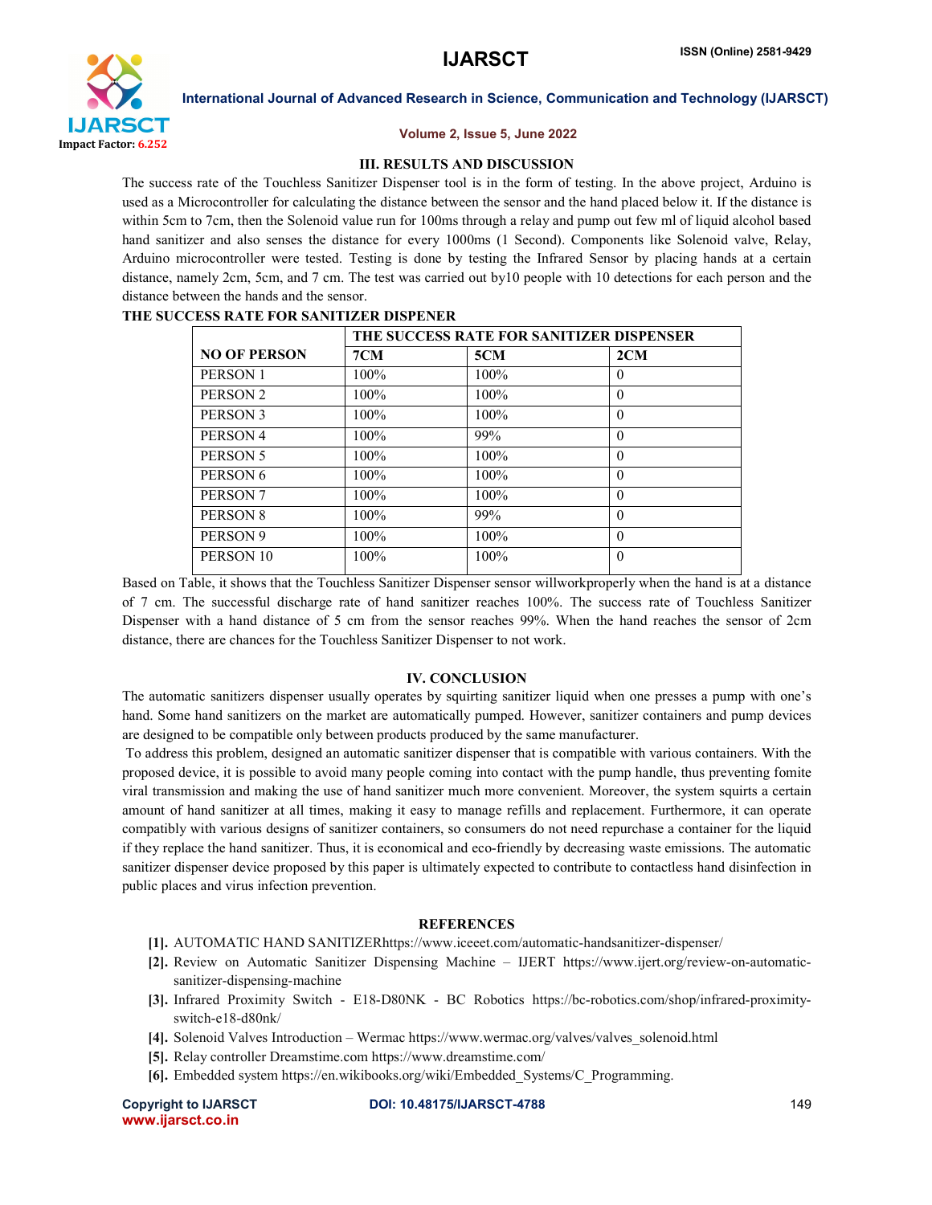## III. RESULTS AND DISCUSSION

The success rate of the Touchless Sanitizer Dispenser tool is in the form of testing. In the above project, Arduino is used as a Microcontroller for calculating the distance between the sensor and the hand placed below it. If the distance is within 5cm to 7cm, then the Solenoid value run for 100ms through a relay and pump out few ml of liquid alcohol based hand sanitizer and also senses the distance for every 1000ms (1 Second). Components like Solenoid valve, Relay, Arduino microcontroller were tested. Testing is done by testing the Infrared Sensor by placing hands at a certain distance, namely 2cm, 5cm, and 7 cm. The test was carried out by10 people with 10 detections for each person and the distance between the hands and the sensor.

**THE SUCCESS RATE FOR SANITIZER DISPENER**

| NO OF PERSON | THE SUCCESS RATE FOR SANITIZER DISPENSER | | |
|---|---|---|---|
| | 7CM | 5CM | 2CM |
| PERSON 1 | 100% | 100% | 0 |
| PERSON 2 | 100% | 100% | 0 |
| PERSON 3 | 100% | 100% | 0 |
| PERSON 4 | 100% | 99% | 0 |
| PERSON 5 | 100% | 100% | 0 |
| PERSON 6 | 100% | 100% | 0 |
| PERSON 7 | 100% | 100% | 0 |
| PERSON 8 | 100% | 99% | 0 |
| PERSON 9 | 100% | 100% | 0 |
| PERSON 10 | 100% | 100% | 0 |

Based on Table, it shows that the Touchless Sanitizer Dispenser sensor willworkproperly when the hand is at a distance of 7 cm. The successful discharge rate of hand sanitizer reaches 100%. The success rate of Touchless Sanitizer Dispenser with a hand distance of 5 cm from the sensor reaches 99%. When the hand reaches the sensor of 2cm distance, there are chances for the Touchless Sanitizer Dispenser to not work.

## IV. CONCLUSION

The automatic sanitizers dispenser usually operates by squirting sanitizer liquid when one presses a pump with one's hand. Some hand sanitizers on the market are automatically pumped. However, sanitizer containers and pump devices are designed to be compatible only between products produced by the same manufacturer.

To address this problem, designed an automatic sanitizer dispenser that is compatible with various containers. With the proposed device, it is possible to avoid many people coming into contact with the pump handle, thus preventing fomite viral transmission and making the use of hand sanitizer much more convenient. Moreover, the system squirts a certain amount of hand sanitizer at all times, making it easy to manage refills and replacement. Furthermore, it can operate compatibly with various designs of sanitizer containers, so consumers do not need repurchase a container for the liquid if they replace the hand sanitizer. Thus, it is economical and eco-friendly by decreasing waste emissions. The automatic sanitizer dispenser device proposed by this paper is ultimately expected to contribute to contactless hand disinfection in public places and virus infection prevention.

## REFERENCES

[1]. AUTOMATIC HAND SANITIZERhttps://www.iceeet.com/automatic-handsanitizer-dispenser/

[2]. Review on Automatic Sanitizer Dispensing Machine – IJERT https://www.ijert.org/review-on-automatic-sanitizer-dispensing-machine

[3]. Infrared Proximity Switch - E18-D80NK - BC Robotics https://bc-robotics.com/shop/infrared-proximity-switch-e18-d80nk/

[4]. Solenoid Valves Introduction – Wermac https://www.wermac.org/valves/valves_solenoid.html

[5]. Relay controller Dreamstime.com https://www.dreamstime.com/

[6]. Embedded system https://en.wikibooks.org/wiki/Embedded_Systems/C_Programming.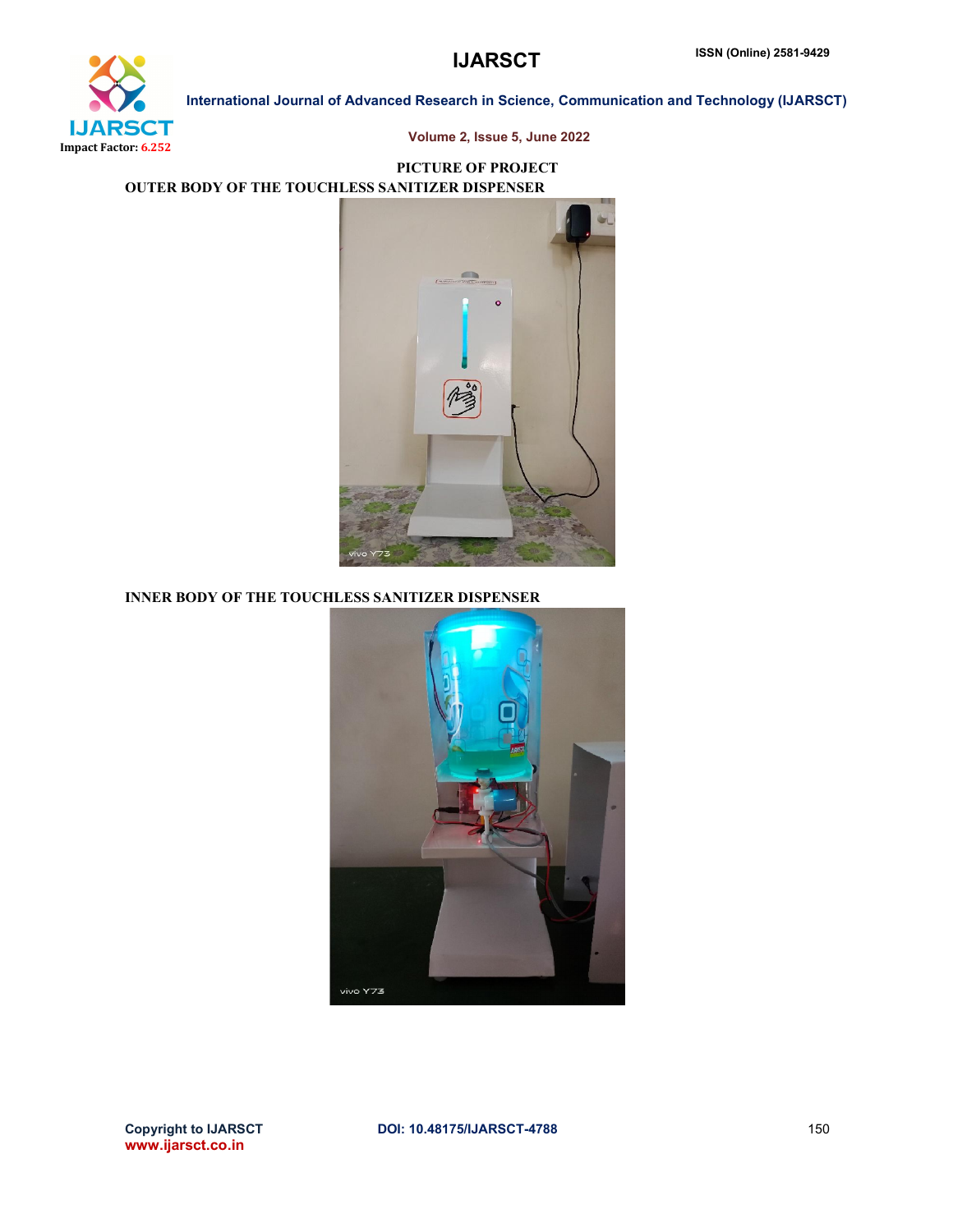**PICTURE OF PROJECT**

**OUTER BODY OF THE TOUCHLESS SANITIZER DISPENSER**

**INNER BODY OF THE TOUCHLESS SANITIZER DISPENSER**